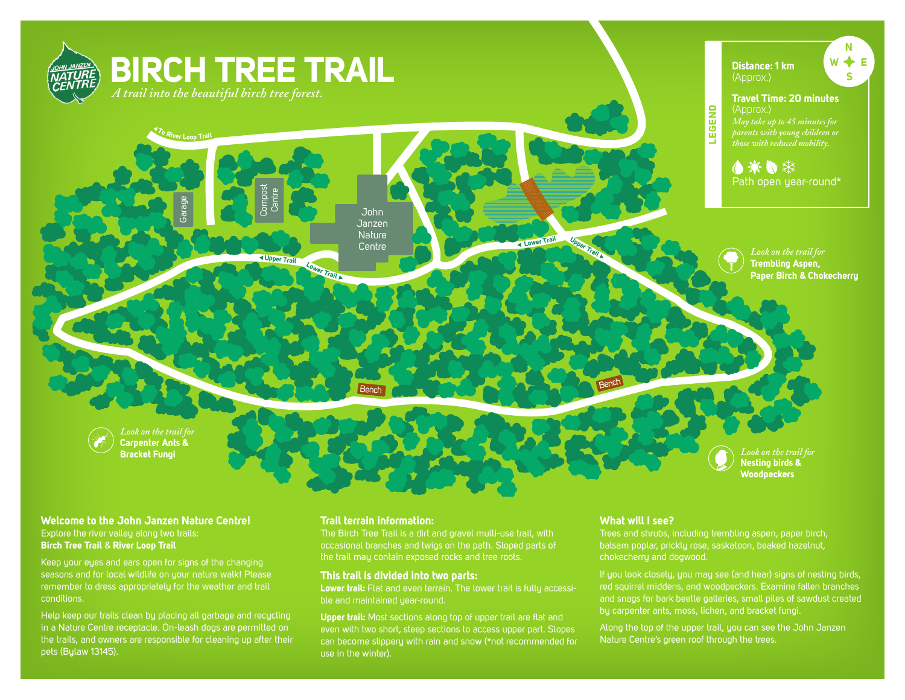# BIRCH TREE TRAIL

*A trail into the beautiful birch tree forest.*

John Janzen Nature Centre

**LEGEND**

**Distance: 1 km** (Approx.)

**Travel Time: 20 minutes** (Approx.)
*May take up to 45 minutes for parents with young children or those with reduced mobility.*

Path open year-round*

*Look on the trail for* **Trembling Aspen, Paper Birch & Chokecherry**

*Look on the trail for* **Carpenter Ants & Bracket Fungi**

*Look on the trail for* **Nesting birds & Woodpeckers**

To River Loop Trail · Garage · Compost Centre · John Janzen Nature Centre · Upper Trail · Lower Trail · Bench · Bench

## Welcome to the John Janzen Nature Centre!

Explore the river valley along two trails:
**Birch Tree Trail** & **River Loop Trail**

Keep your eyes and ears open for signs of the changing seasons and for local wildlife on your nature walk! Please remember to dress appropriately for the weather and trail conditions.

Help keep our trails clean by placing all garbage and recycling in a Nature Centre receptacle. On-leash dogs are permitted on the trails, and owners are responsible for cleaning up after their pets (Bylaw 13145).

## Trail terrain information:

The Birch Tree Trail is a dirt and gravel multi-use trail, with occasional branches and twigs on the path. Sloped parts of the trail may contain exposed rocks and tree roots.

## This trail is divided into two parts:

**Lower trail:** Flat and even terrain. The lower trail is fully accessible and maintained year-round.

**Upper trail:** Most sections along top of upper trail are flat and even with two short, steep sections to access upper part. Slopes can become slippery with rain and snow (*not recommended for use in the winter).

## What will I see?

Trees and shrubs, including trembling aspen, paper birch, balsam poplar, prickly rose, saskatoon, beaked hazelnut, chokecherry and dogwood.

If you look closely, you may see (and hear) signs of nesting birds, red squirrel middens, and woodpeckers. Examine fallen branches and snags for bark beetle galleries, small piles of sawdust created by carpenter ants, moss, lichen, and bracket fungi.

Along the top of the upper trail, you can see the John Janzen Nature Centre's green roof through the trees.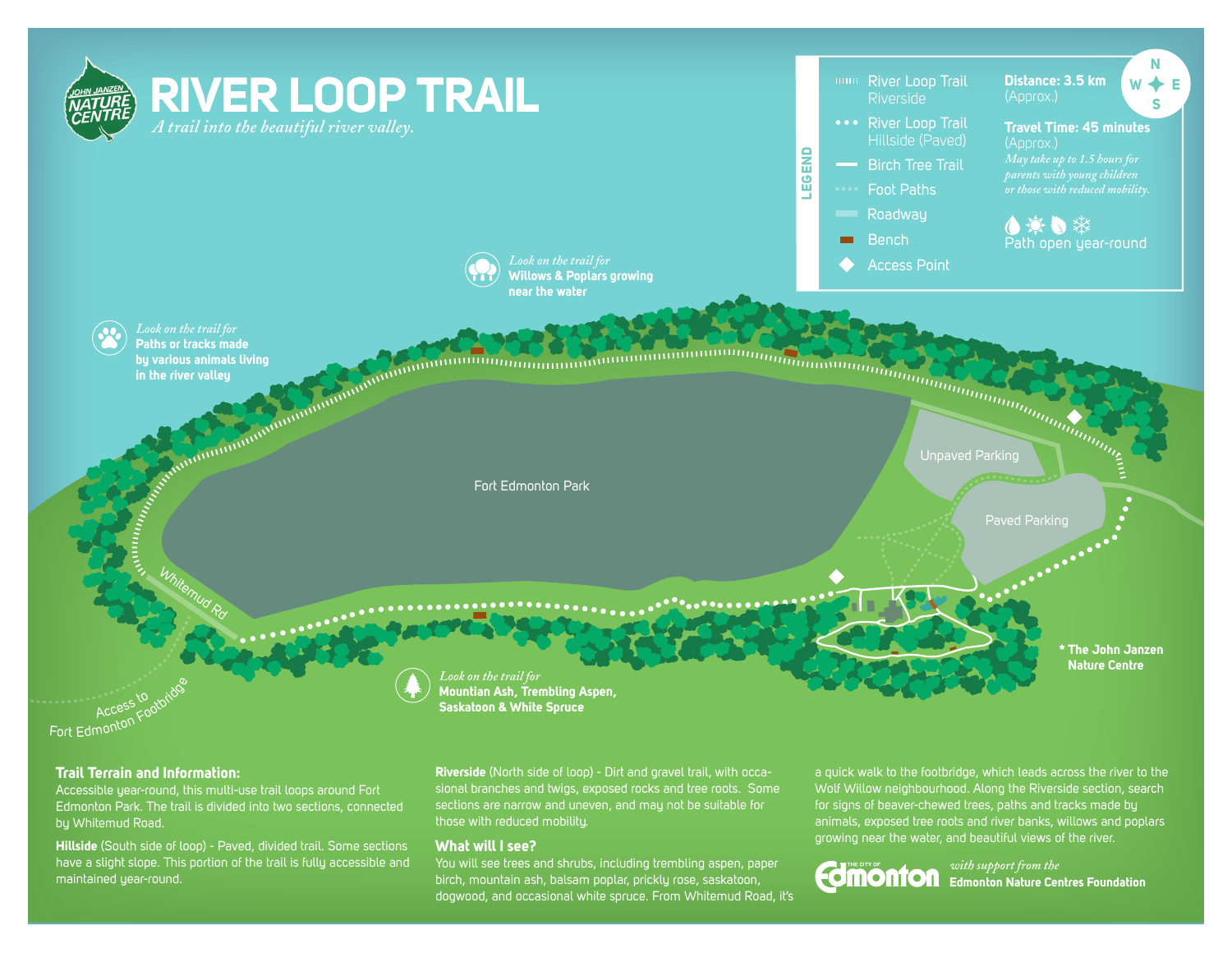JOHN JANZEN NATURE CENTRE

# RIVER LOOP TRAIL

*A trail into the beautiful river valley.*

## LEGEND

- River Loop Trail Riverside
- River Loop Trail Hillside (Paved)
- Birch Tree Trail
- Foot Paths
- Roadway
- Bench
- Access Point

**Distance: 3.5 km** (Approx.)

**Travel Time: 45 minutes** (Approx.)

*May take up to 1.5 hours for parents with young children or those with reduced mobility.*

Path open year-round

N E S W

*Look on the trail for* **Willows & Poplars growing near the water**

*Look on the trail for* **Paths or tracks made by various animals living in the river valley**

Fort Edmonton Park

Unpaved Parking

Paved Parking

Whitemud Rd

Access to Fort Edmonton Footbridge

*Look on the trail for* **Mountian Ash, Trembling Aspen, Saskatoon & White Spruce**

**\* The John Janzen Nature Centre**

### Trail Terrain and Information:

Accessible year-round, this multi-use trail loops around Fort Edmonton Park. The trail is divided into two sections, connected by Whitemud Road.

**Hillside** (South side of loop) - Paved, divided trail. Some sections have a slight slope. This portion of the trail is fully accessible and maintained year-round.

**Riverside** (North side of loop) - Dirt and gravel trail, with occasional branches and twigs, exposed rocks and tree roots. Some sections are narrow and uneven, and may not be suitable for those with reduced mobility.

### What will I see?

You will see trees and shrubs, including trembling aspen, paper birch, mountain ash, balsam poplar, prickly rose, saskatoon, dogwood, and occasional white spruce. From Whitemud Road, it's a quick walk to the footbridge, which leads across the river to the Wolf Willow neighbourhood. Along the Riverside section, search for signs of beaver-chewed trees, paths and tracks made by animals, exposed tree roots and river banks, willows and poplars growing near the water, and beautiful views of the river.

THE CITY OF Edmonton

*with support from the* **Edmonton Nature Centres Foundation**